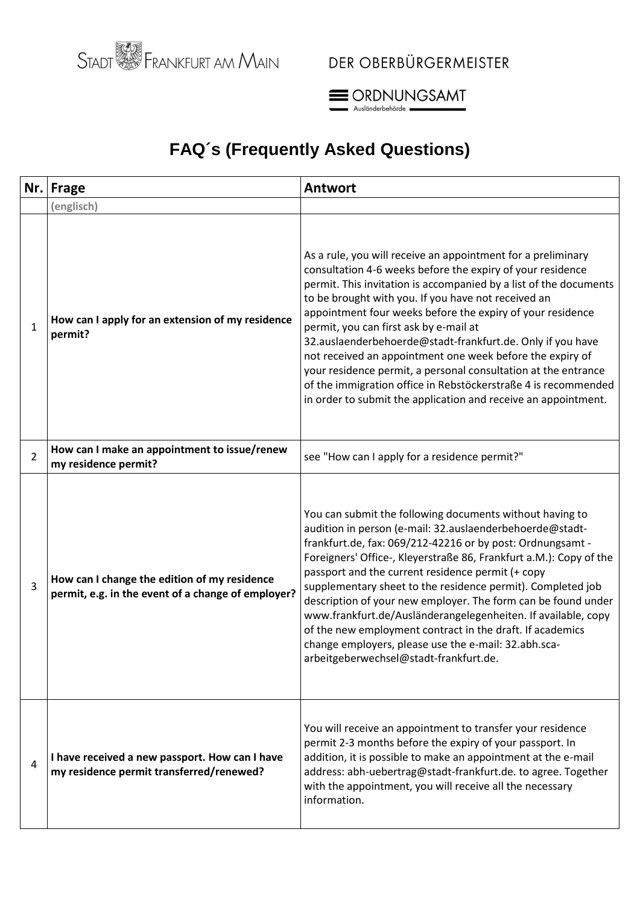STADT FRANKFURT AM MAIN — DER OBERBÜRGERMEISTER

ORDNUNGSAMT
Ausländerbehörde

# FAQ´s (Frequently Asked Questions)

| Nr. | Frage | Antwort |
|---|---|---|
| | (englisch) | |
| 1 | **How can I apply for an extension of my residence permit?** | As a rule, you will receive an appointment for a preliminary consultation 4-6 weeks before the expiry of your residence permit. This invitation is accompanied by a list of the documents to be brought with you. If you have not received an appointment four weeks before the expiry of your residence permit, you can first ask by e-mail at 32.auslaenderbehoerde@stadt-frankfurt.de. Only if you have not received an appointment one week before the expiry of your residence permit, a personal consultation at the entrance of the immigration office in Rebstöckerstraße 4 is recommended in order to submit the application and receive an appointment. |
| 2 | **How can I make an appointment to issue/renew my residence permit?** | see "How can I apply for a residence permit?" |
| 3 | **How can I change the edition of my residence permit, e.g. in the event of a change of employer?** | You can submit the following documents without having to audition in person (e-mail: 32.auslaenderbehoerde@stadt-frankfurt.de, fax: 069/212-42216 or by post: Ordnungsamt - Foreigners' Office-, Kleyerstraße 86, Frankfurt a.M.): Copy of the passport and the current residence permit (+ copy supplementary sheet to the residence permit). Completed job description of your new employer. The form can be found under www.frankfurt.de/Ausländerangelegenheiten. If available, copy of the new employment contract in the draft. If academics change employers, please use the e-mail: 32.abh.sca-arbeitgeberwechsel@stadt-frankfurt.de. |
| 4 | **I have received a new passport. How can I have my residence permit transferred/renewed?** | You will receive an appointment to transfer your residence permit 2-3 months before the expiry of your passport. In addition, it is possible to make an appointment at the e-mail address: abh-uebertrag@stadt-frankfurt.de. to agree. Together with the appointment, you will receive all the necessary information. |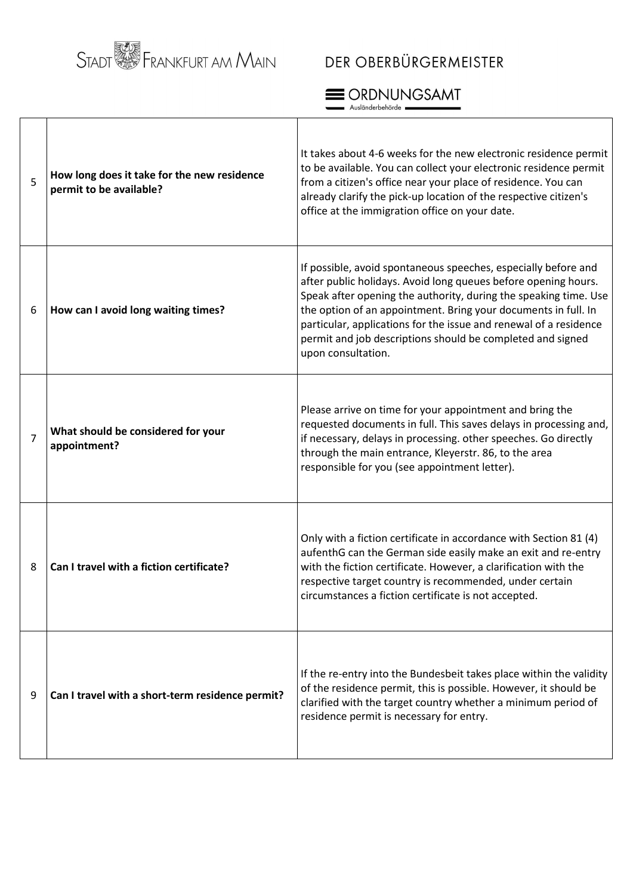| 5 | **How long does it take for the new residence permit to be available?** | It takes about 4-6 weeks for the new electronic residence permit to be available. You can collect your electronic residence permit from a citizen's office near your place of residence. You can already clarify the pick-up location of the respective citizen's office at the immigration office on your date. |
|---|---|---|
| 6 | **How can I avoid long waiting times?** | If possible, avoid spontaneous speeches, especially before and after public holidays. Avoid long queues before opening hours. Speak after opening the authority, during the speaking time. Use the option of an appointment. Bring your documents in full. In particular, applications for the issue and renewal of a residence permit and job descriptions should be completed and signed upon consultation. |
| 7 | **What should be considered for your appointment?** | Please arrive on time for your appointment and bring the requested documents in full. This saves delays in processing and, if necessary, delays in processing. other speeches. Go directly through the main entrance, Kleyerstr. 86, to the area responsible for you (see appointment letter). |
| 8 | **Can I travel with a fiction certificate?** | Only with a fiction certificate in accordance with Section 81 (4) aufenthG can the German side easily make an exit and re-entry with the fiction certificate. However, a clarification with the respective target country is recommended, under certain circumstances a fiction certificate is not accepted. |
| 9 | **Can I travel with a short-term residence permit?** | If the re-entry into the Bundesbeit takes place within the validity of the residence permit, this is possible. However, it should be clarified with the target country whether a minimum period of residence permit is necessary for entry. |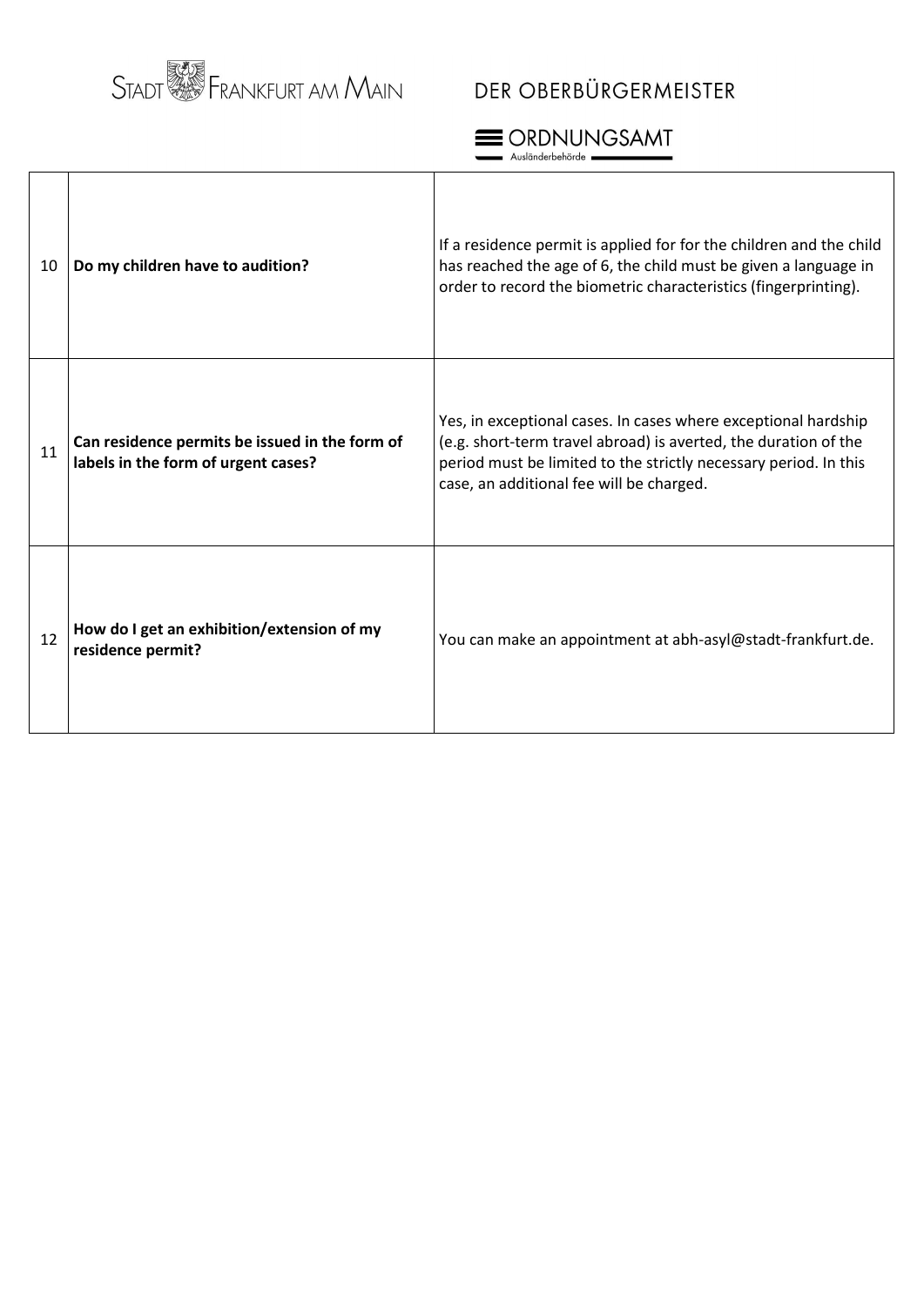STADT FRANKFURT AM MAIN

DER OBERBÜRGERMEISTER

ORDNUNGSAMT
Ausländerbehörde

| | | |
|---|---|---|
| 10 | **Do my children have to audition?** | If a residence permit is applied for for the children and the child has reached the age of 6, the child must be given a language in order to record the biometric characteristics (fingerprinting). |
| 11 | **Can residence permits be issued in the form of labels in the form of urgent cases?** | Yes, in exceptional cases. In cases where exceptional hardship (e.g. short-term travel abroad) is averted, the duration of the period must be limited to the strictly necessary period. In this case, an additional fee will be charged. |
| 12 | **How do I get an exhibition/extension of my residence permit?** | You can make an appointment at abh-asyl@stadt-frankfurt.de. |